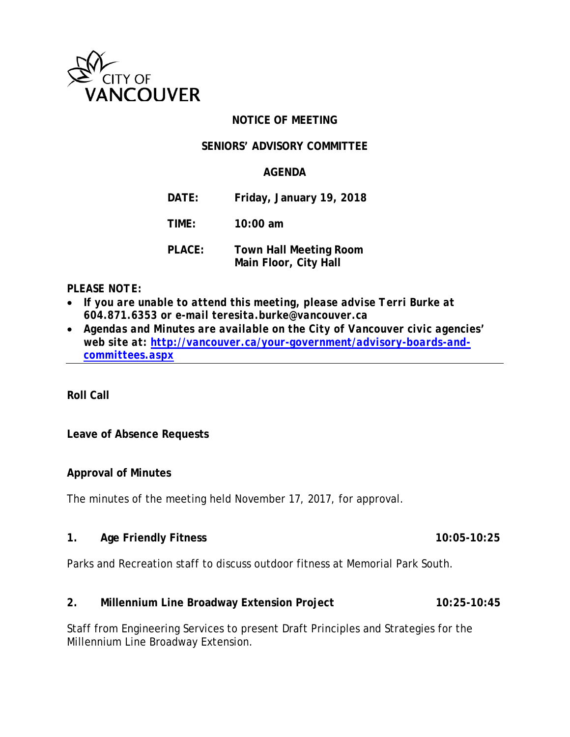CITY OF VANCOUVER

# NOTICE OF MEETING

## SENIORS' ADVISORY COMMITTEE

## AGENDA

**DATE:** Friday, January 19, 2018

**TIME:** 10:00 am

**PLACE:** Town Hall Meeting Room
Main Floor, City Hall

**PLEASE NOTE:**

- ***If you are unable to attend this meeting, please advise Terri Burke at 604.871.6353 or e-mail teresita.burke@vancouver.ca***
- ***Agendas and Minutes are available on the City of Vancouver civic agencies' web site at: [http://vancouver.ca/your-government/advisory-boards-and-committees.aspx](http://vancouver.ca/your-government/advisory-boards-and-committees.aspx)***

---

**Roll Call**

**Leave of Absence Requests**

**Approval of Minutes**

The minutes of the meeting held November 17, 2017, for approval.

**1. Age Friendly Fitness** **10:05-10:25**

Parks and Recreation staff to discuss outdoor fitness at Memorial Park South.

**2. Millennium Line Broadway Extension Project** **10:25-10:45**

Staff from Engineering Services to present Draft Principles and Strategies for the Millennium Line Broadway Extension.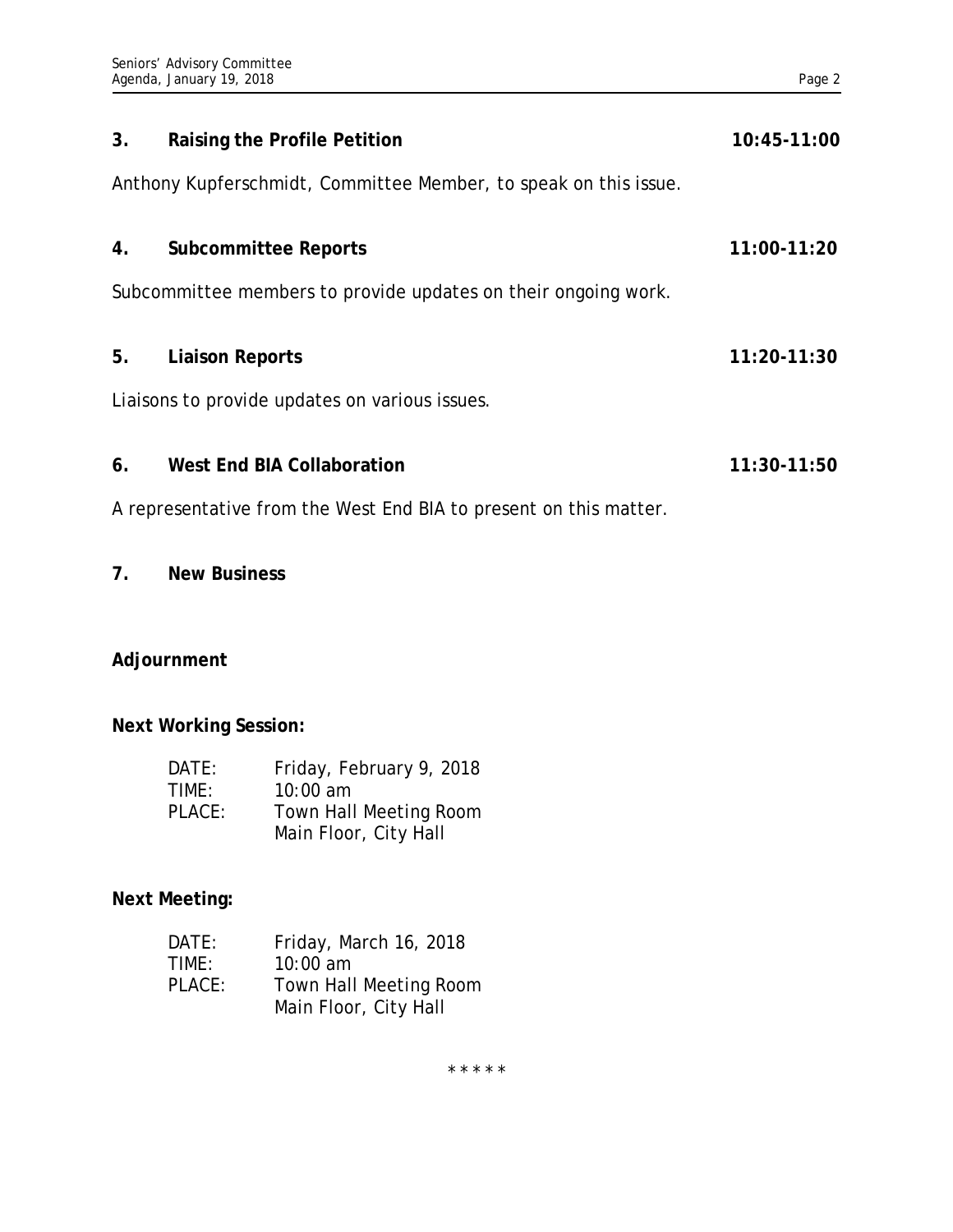**3. Raising the Profile Petition** **10:45-11:00**

Anthony Kupferschmidt, Committee Member, to speak on this issue.

**4. Subcommittee Reports** **11:00-11:20**

Subcommittee members to provide updates on their ongoing work.

**5. Liaison Reports** **11:20-11:30**

Liaisons to provide updates on various issues.

**6. West End BIA Collaboration** **11:30-11:50**

A representative from the West End BIA to present on this matter.

**7. New Business**

**Adjournment**

**Next Working Session:**

DATE: Friday, February 9, 2018
TIME: 10:00 am
PLACE: Town Hall Meeting Room
Main Floor, City Hall

**Next Meeting:**

DATE: Friday, March 16, 2018
TIME: 10:00 am
PLACE: Town Hall Meeting Room
Main Floor, City Hall

* * * * *